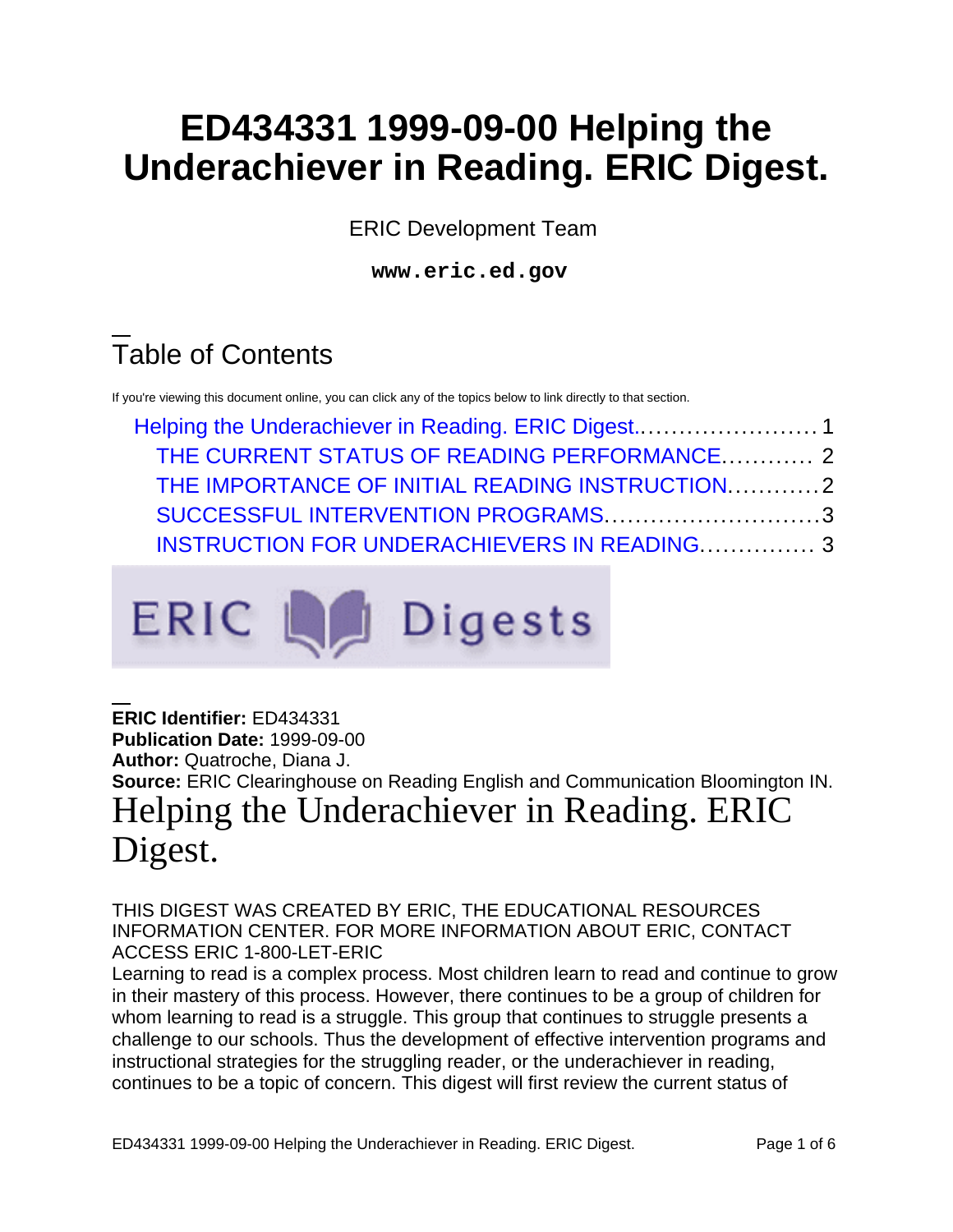# ED434331 1999-09-00 Helping the Underachiever in Reading. ERIC Digest.

ERIC Development Team

**www.eric.ed.gov**

## Table of Contents

If you're viewing this document online, you can click any of the topics below to link directly to that section.

- Helping the Underachiever in Reading. ERIC Digest....................... 1
  - THE CURRENT STATUS OF READING PERFORMANCE............ 2
  - THE IMPORTANCE OF INITIAL READING INSTRUCTION............ 2
  - SUCCESSFUL INTERVENTION PROGRAMS............................ 3
  - INSTRUCTION FOR UNDERACHIEVERS IN READING............... 3

ERIC Digests

**ERIC Identifier:** ED434331
**Publication Date:** 1999-09-00
**Author:** Quatroche, Diana J.
**Source:** ERIC Clearinghouse on Reading English and Communication Bloomington IN.

# Helping the Underachiever in Reading. ERIC Digest.

THIS DIGEST WAS CREATED BY ERIC, THE EDUCATIONAL RESOURCES INFORMATION CENTER. FOR MORE INFORMATION ABOUT ERIC, CONTACT ACCESS ERIC 1-800-LET-ERIC

Learning to read is a complex process. Most children learn to read and continue to grow in their mastery of this process. However, there continues to be a group of children for whom learning to read is a struggle. This group that continues to struggle presents a challenge to our schools. Thus the development of effective intervention programs and instructional strategies for the struggling reader, or the underachiever in reading, continues to be a topic of concern. This digest will first review the current status of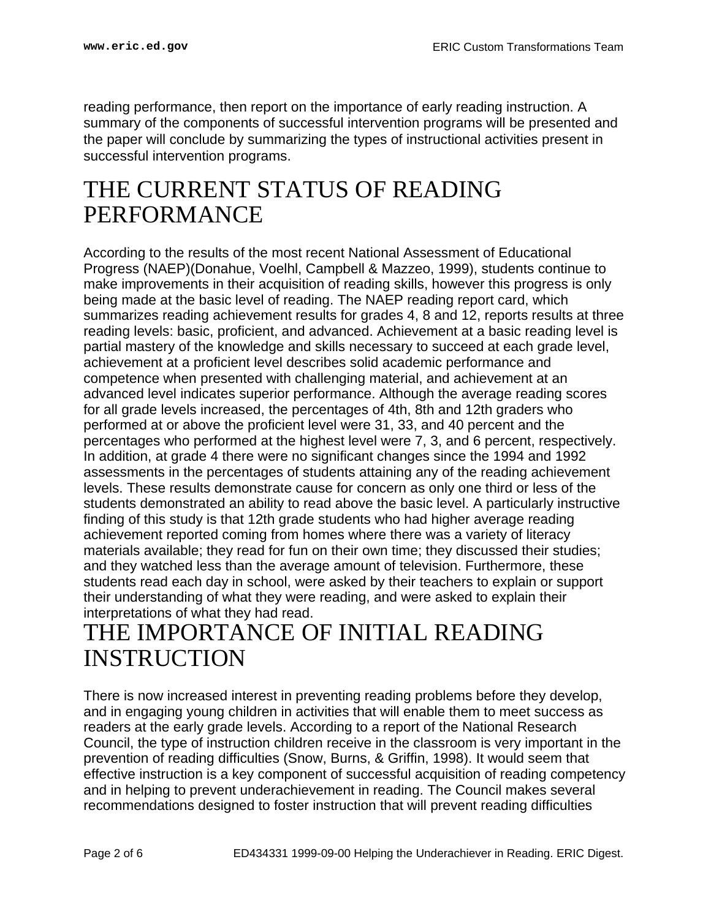reading performance, then report on the importance of early reading instruction. A summary of the components of successful intervention programs will be presented and the paper will conclude by summarizing the types of instructional activities present in successful intervention programs.

# THE CURRENT STATUS OF READING PERFORMANCE

According to the results of the most recent National Assessment of Educational Progress (NAEP)(Donahue, Voelhl, Campbell & Mazzeo, 1999), students continue to make improvements in their acquisition of reading skills, however this progress is only being made at the basic level of reading. The NAEP reading report card, which summarizes reading achievement results for grades 4, 8 and 12, reports results at three reading levels: basic, proficient, and advanced. Achievement at a basic reading level is partial mastery of the knowledge and skills necessary to succeed at each grade level, achievement at a proficient level describes solid academic performance and competence when presented with challenging material, and achievement at an advanced level indicates superior performance. Although the average reading scores for all grade levels increased, the percentages of 4th, 8th and 12th graders who performed at or above the proficient level were 31, 33, and 40 percent and the percentages who performed at the highest level were 7, 3, and 6 percent, respectively. In addition, at grade 4 there were no significant changes since the 1994 and 1992 assessments in the percentages of students attaining any of the reading achievement levels. These results demonstrate cause for concern as only one third or less of the students demonstrated an ability to read above the basic level. A particularly instructive finding of this study is that 12th grade students who had higher average reading achievement reported coming from homes where there was a variety of literacy materials available; they read for fun on their own time; they discussed their studies; and they watched less than the average amount of television. Furthermore, these students read each day in school, were asked by their teachers to explain or support their understanding of what they were reading, and were asked to explain their interpretations of what they had read.

# THE IMPORTANCE OF INITIAL READING INSTRUCTION

There is now increased interest in preventing reading problems before they develop, and in engaging young children in activities that will enable them to meet success as readers at the early grade levels. According to a report of the National Research Council, the type of instruction children receive in the classroom is very important in the prevention of reading difficulties (Snow, Burns, & Griffin, 1998). It would seem that effective instruction is a key component of successful acquisition of reading competency and in helping to prevent underachievement in reading. The Council makes several recommendations designed to foster instruction that will prevent reading difficulties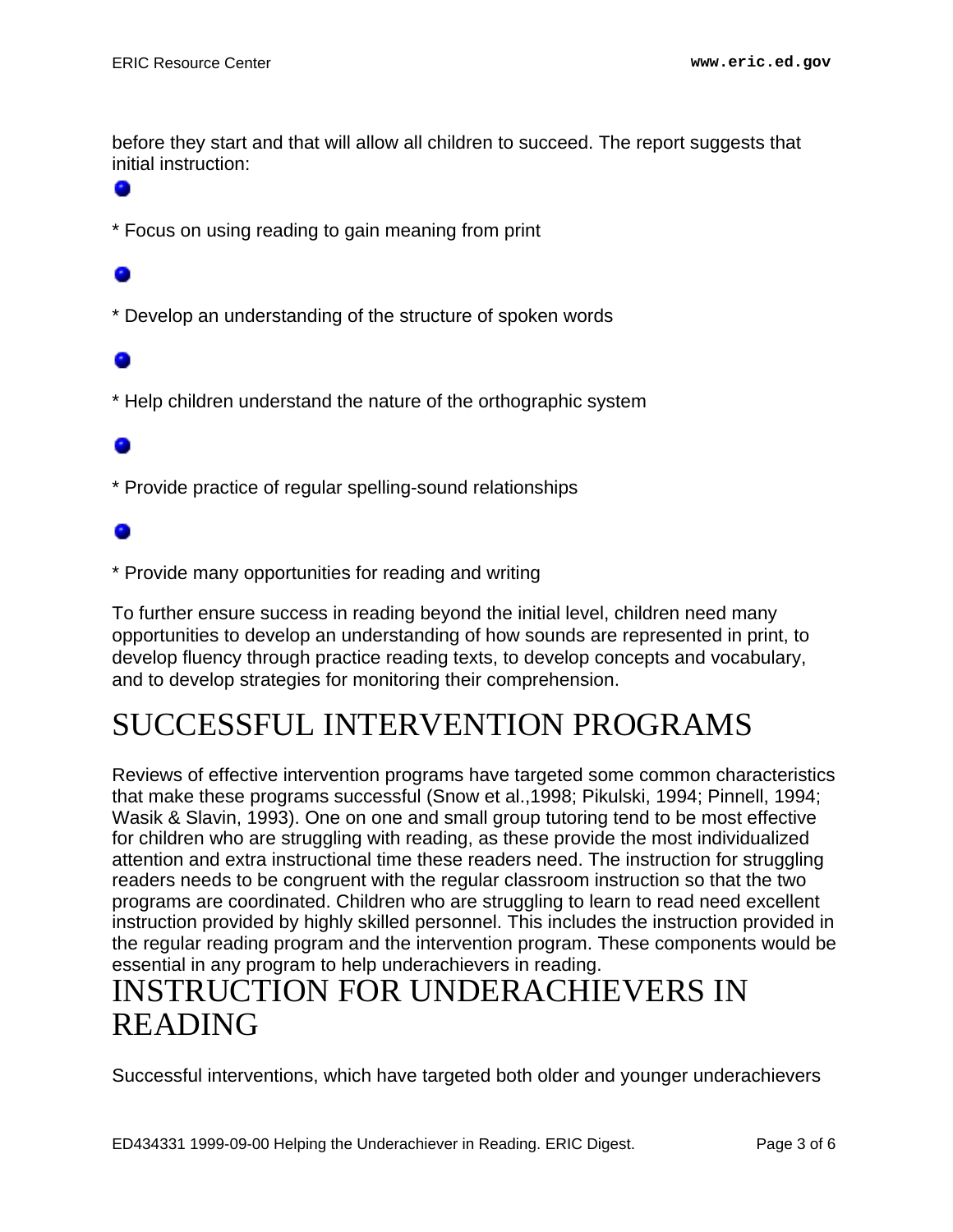before they start and that will allow all children to succeed. The report suggests that initial instruction:

* Focus on using reading to gain meaning from print

* Develop an understanding of the structure of spoken words

* Help children understand the nature of the orthographic system

* Provide practice of regular spelling-sound relationships

* Provide many opportunities for reading and writing

To further ensure success in reading beyond the initial level, children need many opportunities to develop an understanding of how sounds are represented in print, to develop fluency through practice reading texts, to develop concepts and vocabulary, and to develop strategies for monitoring their comprehension.

# SUCCESSFUL INTERVENTION PROGRAMS

Reviews of effective intervention programs have targeted some common characteristics that make these programs successful (Snow et al.,1998; Pikulski, 1994; Pinnell, 1994; Wasik & Slavin, 1993). One on one and small group tutoring tend to be most effective for children who are struggling with reading, as these provide the most individualized attention and extra instructional time these readers need. The instruction for struggling readers needs to be congruent with the regular classroom instruction so that the two programs are coordinated. Children who are struggling to learn to read need excellent instruction provided by highly skilled personnel. This includes the instruction provided in the regular reading program and the intervention program. These components would be essential in any program to help underachievers in reading.

# INSTRUCTION FOR UNDERACHIEVERS IN READING

Successful interventions, which have targeted both older and younger underachievers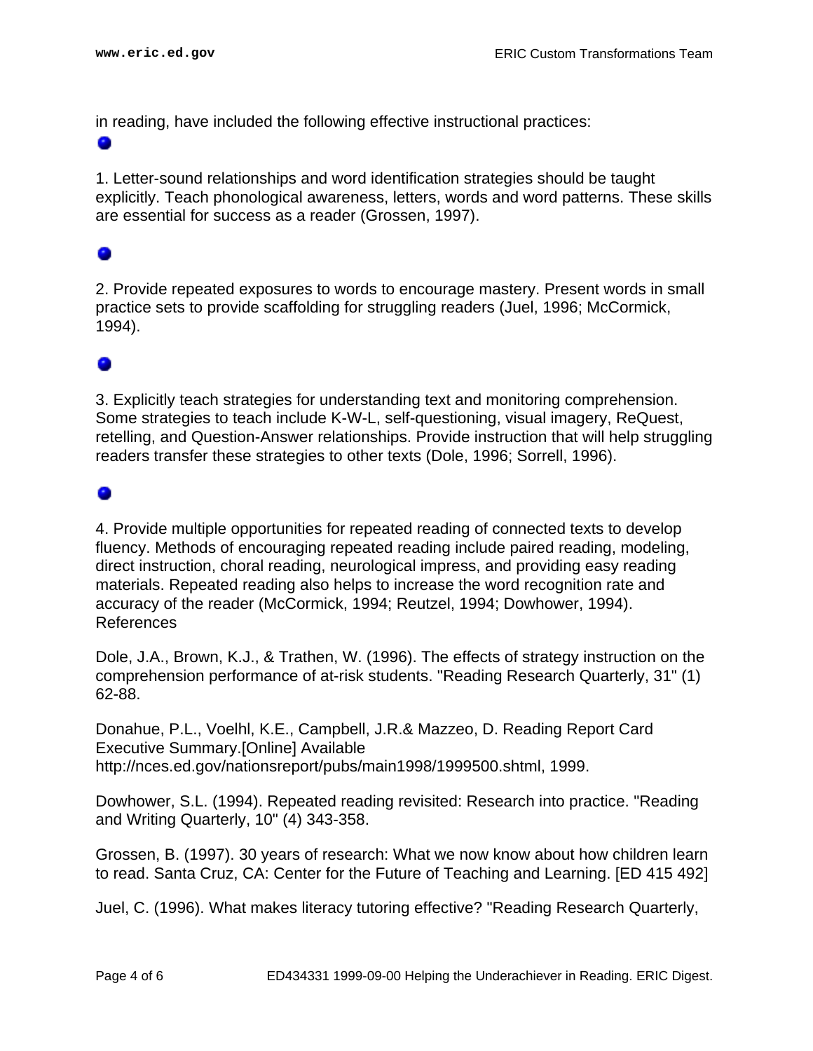in reading, have included the following effective instructional practices:

1. Letter-sound relationships and word identification strategies should be taught explicitly. Teach phonological awareness, letters, words and word patterns. These skills are essential for success as a reader (Grossen, 1997).

2. Provide repeated exposures to words to encourage mastery. Present words in small practice sets to provide scaffolding for struggling readers (Juel, 1996; McCormick, 1994).

3. Explicitly teach strategies for understanding text and monitoring comprehension. Some strategies to teach include K-W-L, self-questioning, visual imagery, ReQuest, retelling, and Question-Answer relationships. Provide instruction that will help struggling readers transfer these strategies to other texts (Dole, 1996; Sorrell, 1996).

4. Provide multiple opportunities for repeated reading of connected texts to develop fluency. Methods of encouraging repeated reading include paired reading, modeling, direct instruction, choral reading, neurological impress, and providing easy reading materials. Repeated reading also helps to increase the word recognition rate and accuracy of the reader (McCormick, 1994; Reutzel, 1994; Dowhower, 1994).

References

Dole, J.A., Brown, K.J., & Trathen, W. (1996). The effects of strategy instruction on the comprehension performance of at-risk students. "Reading Research Quarterly, 31" (1) 62-88.

Donahue, P.L., Voelhl, K.E., Campbell, J.R.& Mazzeo, D. Reading Report Card Executive Summary.[Online] Available http://nces.ed.gov/nationsreport/pubs/main1998/1999500.shtml, 1999.

Dowhower, S.L. (1994). Repeated reading revisited: Research into practice. "Reading and Writing Quarterly, 10" (4) 343-358.

Grossen, B. (1997). 30 years of research: What we now know about how children learn to read. Santa Cruz, CA: Center for the Future of Teaching and Learning. [ED 415 492]

Juel, C. (1996). What makes literacy tutoring effective? "Reading Research Quarterly,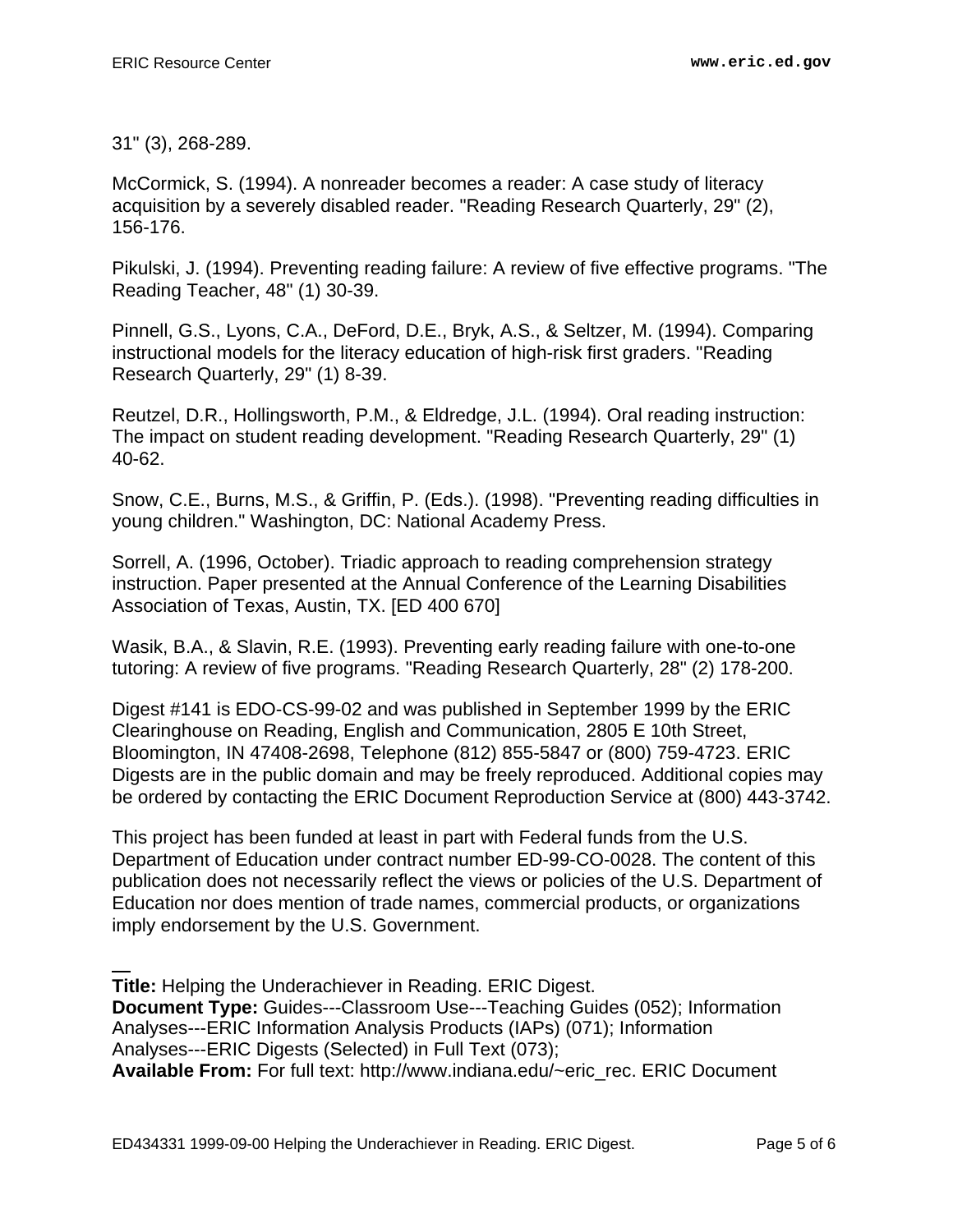31" (3), 268-289.

McCormick, S. (1994). A nonreader becomes a reader: A case study of literacy acquisition by a severely disabled reader. "Reading Research Quarterly, 29" (2), 156-176.

Pikulski, J. (1994). Preventing reading failure: A review of five effective programs. "The Reading Teacher, 48" (1) 30-39.

Pinnell, G.S., Lyons, C.A., DeFord, D.E., Bryk, A.S., & Seltzer, M. (1994). Comparing instructional models for the literacy education of high-risk first graders. "Reading Research Quarterly, 29" (1) 8-39.

Reutzel, D.R., Hollingsworth, P.M., & Eldredge, J.L. (1994). Oral reading instruction: The impact on student reading development. "Reading Research Quarterly, 29" (1) 40-62.

Snow, C.E., Burns, M.S., & Griffin, P. (Eds.). (1998). "Preventing reading difficulties in young children." Washington, DC: National Academy Press.

Sorrell, A. (1996, October). Triadic approach to reading comprehension strategy instruction. Paper presented at the Annual Conference of the Learning Disabilities Association of Texas, Austin, TX. [ED 400 670]

Wasik, B.A., & Slavin, R.E. (1993). Preventing early reading failure with one-to-one tutoring: A review of five programs. "Reading Research Quarterly, 28" (2) 178-200.

Digest #141 is EDO-CS-99-02 and was published in September 1999 by the ERIC Clearinghouse on Reading, English and Communication, 2805 E 10th Street, Bloomington, IN 47408-2698, Telephone (812) 855-5847 or (800) 759-4723. ERIC Digests are in the public domain and may be freely reproduced. Additional copies may be ordered by contacting the ERIC Document Reproduction Service at (800) 443-3742.

This project has been funded at least in part with Federal funds from the U.S. Department of Education under contract number ED-99-CO-0028. The content of this publication does not necessarily reflect the views or policies of the U.S. Department of Education nor does mention of trade names, commercial products, or organizations imply endorsement by the U.S. Government.

---

**Title:** Helping the Underachiever in Reading. ERIC Digest.
**Document Type:** Guides---Classroom Use---Teaching Guides (052); Information Analyses---ERIC Information Analysis Products (IAPs) (071); Information Analyses---ERIC Digests (Selected) in Full Text (073);
**Available From:** For full text: http://www.indiana.edu/~eric_rec. ERIC Document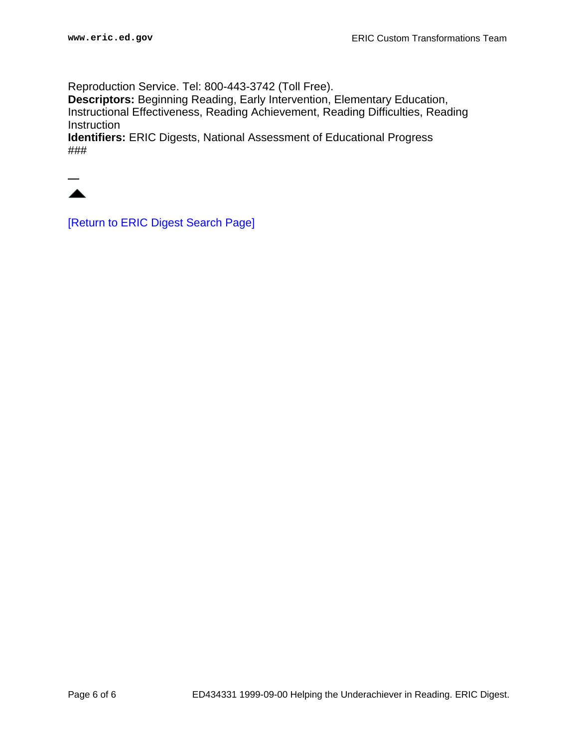Reproduction Service. Tel: 800-443-3742 (Toll Free).
**Descriptors:** Beginning Reading, Early Intervention, Elementary Education, Instructional Effectiveness, Reading Achievement, Reading Difficulties, Reading Instruction
**Identifiers:** ERIC Digests, National Assessment of Educational Progress
###

[Return to ERIC Digest Search Page]